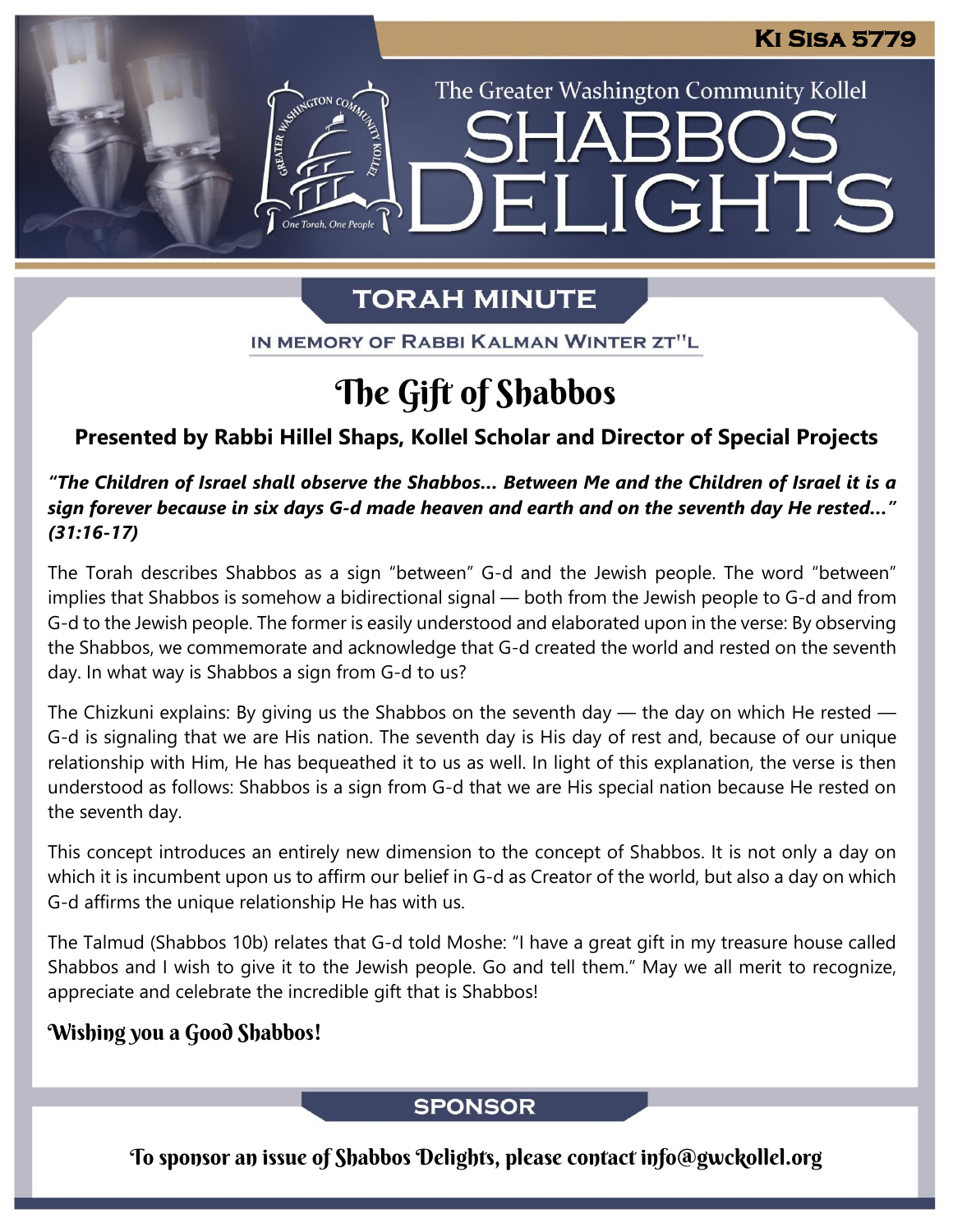Ki Sisa 5779

The Greater Washington Community Kollel

# Shabbos Delights

## Torah Minute

In memory of Rabbi Kalman Winter zt"l

# The Gift of Shabbos

**Presented by Rabbi Hillel Shaps, Kollel Scholar and Director of Special Projects**

***"The Children of Israel shall observe the Shabbos... Between Me and the Children of Israel it is a sign forever because in six days G-d made heaven and earth and on the seventh day He rested..." (31:16-17)***

The Torah describes Shabbos as a sign "between" G-d and the Jewish people. The word "between" implies that Shabbos is somehow a bidirectional signal — both from the Jewish people to G-d and from G-d to the Jewish people. The former is easily understood and elaborated upon in the verse: By observing the Shabbos, we commemorate and acknowledge that G-d created the world and rested on the seventh day. In what way is Shabbos a sign from G-d to us?

The Chizkuni explains: By giving us the Shabbos on the seventh day — the day on which He rested — G-d is signaling that we are His nation. The seventh day is His day of rest and, because of our unique relationship with Him, He has bequeathed it to us as well. In light of this explanation, the verse is then understood as follows: Shabbos is a sign from G-d that we are His special nation because He rested on the seventh day.

This concept introduces an entirely new dimension to the concept of Shabbos. It is not only a day on which it is incumbent upon us to affirm our belief in G-d as Creator of the world, but also a day on which G-d affirms the unique relationship He has with us.

The Talmud (Shabbos 10b) relates that G-d told Moshe: "I have a great gift in my treasure house called Shabbos and I wish to give it to the Jewish people. Go and tell them." May we all merit to recognize, appreciate and celebrate the incredible gift that is Shabbos!

**Wishing you a Good Shabbos!**

## Sponsor

To sponsor an issue of Shabbos Delights, please contact info@gwckollel.org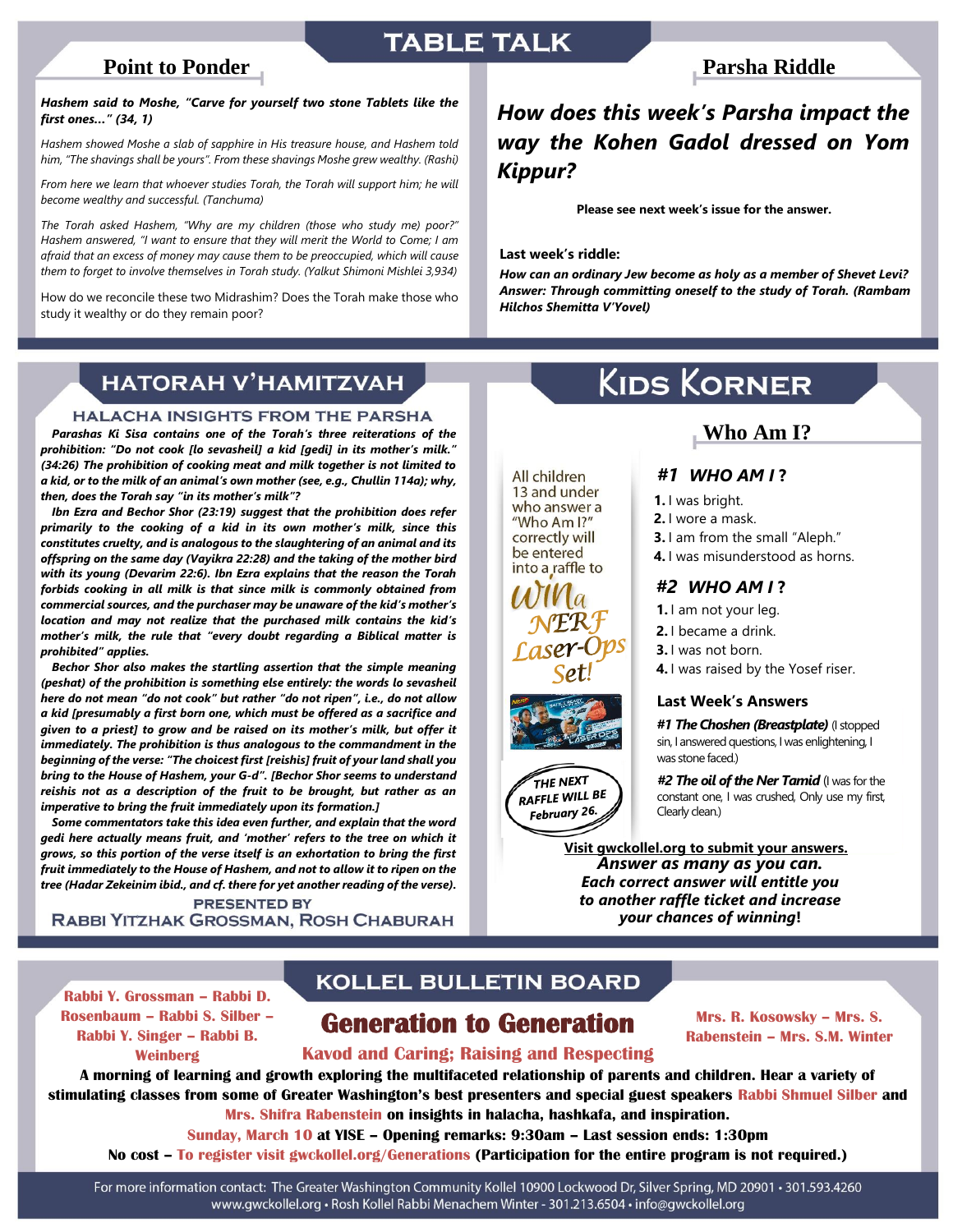# TABLE TALK

## Point to Ponder

***Hashem said to Moshe, "Carve for yourself two stone Tablets like the first ones..." (34, 1)***

*Hashem showed Moshe a slab of sapphire in His treasure house, and Hashem told him, "The shavings shall be yours". From these shavings Moshe grew wealthy. (Rashi)*

*From here we learn that whoever studies Torah, the Torah will support him; he will become wealthy and successful. (Tanchuma)*

*The Torah asked Hashem, "Why are my children (those who study me) poor?" Hashem answered, "I want to ensure that they will merit the World to Come; I am afraid that an excess of money may cause them to be preoccupied, which will cause them to forget to involve themselves in Torah study. (Yalkut Shimoni Mishlei 3,934)*

How do we reconcile these two Midrashim? Does the Torah make those who study it wealthy or do they remain poor?

## Parsha Riddle

***How does this week's Parsha impact the way the Kohen Gadol dressed on Yom Kippur?***

**Please see next week's issue for the answer.**

**Last week's riddle:**

***How can an ordinary Jew become as holy as a member of Shevet Levi?***
***Answer: Through committing oneself to the study of Torah. (Rambam Hilchos Shemitta V'Yovel)***

# HATORAH V'HAMITZVAH

## HALACHA INSIGHTS FROM THE PARSHA

***Parashas Ki Sisa contains one of the Torah's three reiterations of the prohibition: "Do not cook [lo sevasheil] a kid [gedi] in its mother's milk." (34:26) The prohibition of cooking meat and milk together is not limited to a kid, or to the milk of an animal's own mother (see, e.g., Chullin 114a); why, then, does the Torah say "in its mother's milk"?***

***Ibn Ezra and Bechor Shor (23:19) suggest that the prohibition does refer primarily to the cooking of a kid in its own mother's milk, since this constitutes cruelty, and is analogous to the slaughtering of an animal and its offspring on the same day (Vayikra 22:28) and the taking of the mother bird with its young (Devarim 22:6). Ibn Ezra explains that the reason the Torah forbids cooking in all milk is that since milk is commonly obtained from commercial sources, and the purchaser may be unaware of the kid's mother's location and may not realize that the purchased milk contains the kid's mother's milk, the rule that "every doubt regarding a Biblical matter is prohibited" applies.***

***Bechor Shor also makes the startling assertion that the simple meaning (peshat) of the prohibition is something else entirely: the words lo sevasheil here do not mean "do not cook" but rather "do not ripen", i.e., do not allow a kid [presumably a first born one, which must be offered as a sacrifice and given to a priest] to grow and be raised on its mother's milk, but offer it immediately. The prohibition is thus analogous to the commandment in the beginning of the verse: "The choicest first [reishis] fruit of your land shall you bring to the House of Hashem, your G-d". [Bechor Shor seems to understand reishis not as a description of the fruit to be brought, but rather as an imperative to bring the fruit immediately upon its formation.]***

***Some commentators take this idea even further, and explain that the word gedi here actually means fruit, and 'mother' refers to the tree on which it grows, so this portion of the verse itself is an exhortation to bring the first fruit immediately to the House of Hashem, and not to allow it to ripen on the tree (Hadar Zekeinim ibid., and cf. there for yet another reading of the verse).***

PRESENTED BY
RABBI YITZHAK GROSSMAN, ROSH CHABURAH

# KIDS KORNER

## Who Am I?

All children 13 and under who answer a "Who Am I?" correctly will be entered into a raffle to **Win a NERF Laser-Ops Set!**

**THE NEXT RAFFLE WILL BE February 26.**

### #1 WHO AM I ?

1. I was bright.
2. I wore a mask.
3. I am from the small "Aleph."
4. I was misunderstood as horns.

### #2 WHO AM I ?

1. I am not your leg.
2. I became a drink.
3. I was not born.
4. I was raised by the Yosef riser.

**Last Week's Answers**

***#1 The Choshen (Breastplate)*** (I stopped sin, I answered questions, I was enlightening, I was stone faced.)

***#2 The oil of the Ner Tamid*** (I was for the constant one, I was crushed, Only use my first, Clearly clean.)

**Visit gwckollel.org to submit your answers.**
***Answer as many as you can.***
***Each correct answer will entitle you to another raffle ticket and increase your chances of winning!***

# KOLLEL BULLETIN BOARD

**Rabbi Y. Grossman – Rabbi D. Rosenbaum – Rabbi S. Silber – Rabbi Y. Singer – Rabbi B. Weinberg**

## Generation to Generation

**Kavod and Caring; Raising and Respecting**

**Mrs. R. Kosowsky – Mrs. S. Rabenstein – Mrs. S.M. Winter**

**A morning of learning and growth exploring the multifaceted relationship of parents and children. Hear a variety of stimulating classes from some of Greater Washington's best presenters and special guest speakers Rabbi Shmuel Silber and Mrs. Shifra Rabenstein on insights in halacha, hashkafa, and inspiration.**

**Sunday, March 10 at YISE – Opening remarks: 9:30am – Last session ends: 1:30pm**

**No cost – To register visit gwckollel.org/Generations (Participation for the entire program is not required.)**

For more information contact: The Greater Washington Community Kollel 10900 Lockwood Dr, Silver Spring, MD 20901 • 301.593.4260
www.gwckollel.org • Rosh Kollel Rabbi Menachem Winter - 301.213.6504 • info@gwckollel.org